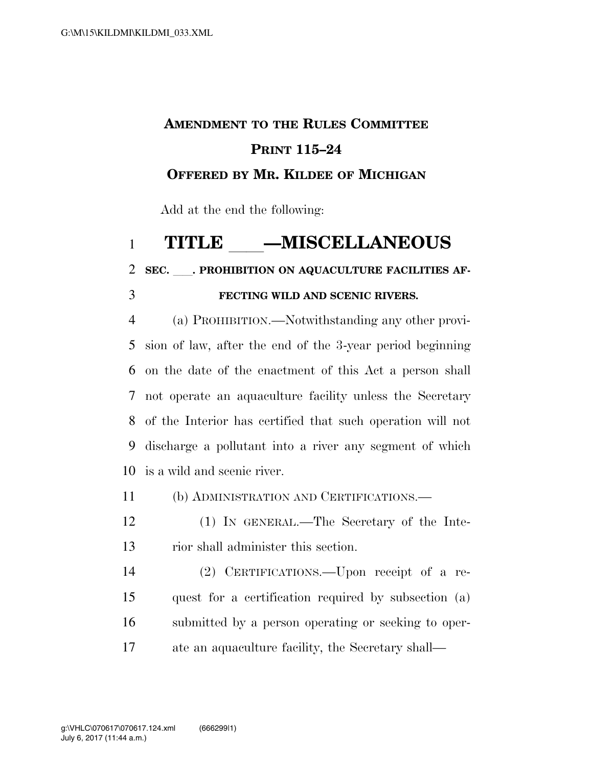**AMENDMENT TO THE RULES COMMITTEE PRINT 115–24**

**OFFERED BY MR. KILDEE OF MICHIGAN**

Add at the end the following:

# TITLE \_\_\_—MISCELLANEOUS

**SEC. \_\_\_. PROHIBITION ON AQUACULTURE FACILITIES AFFECTING WILD AND SCENIC RIVERS.**

(a) PROHIBITION.—Notwithstanding any other provision of law, after the end of the 3-year period beginning on the date of the enactment of this Act a person shall not operate an aquaculture facility unless the Secretary of the Interior has certified that such operation will not discharge a pollutant into a river any segment of which is a wild and scenic river.

(b) ADMINISTRATION AND CERTIFICATIONS.—

(1) IN GENERAL.—The Secretary of the Interior shall administer this section.

(2) CERTIFICATIONS.—Upon receipt of a request for a certification required by subsection (a) submitted by a person operating or seeking to operate an aquaculture facility, the Secretary shall—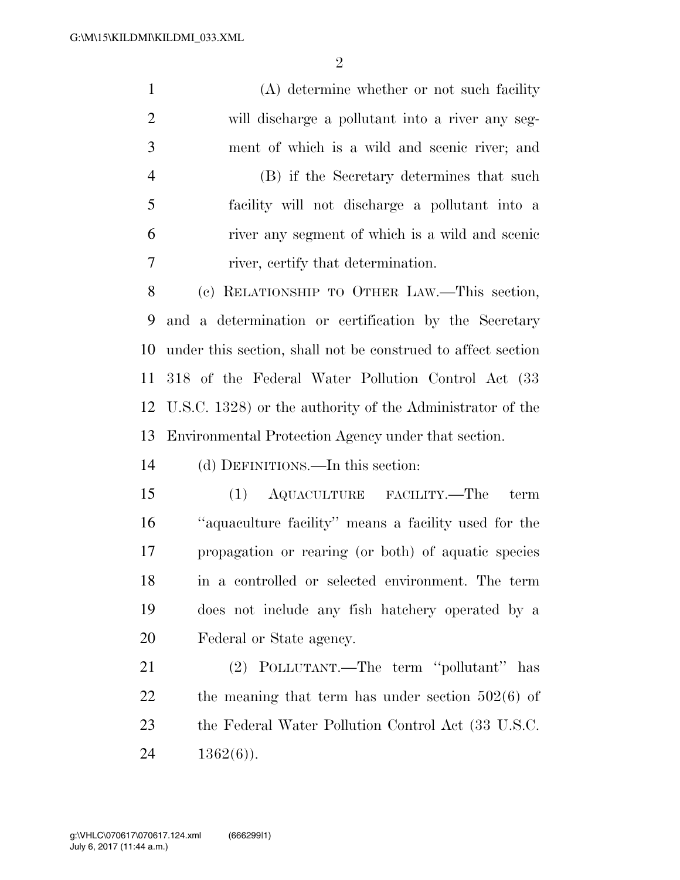(A) determine whether or not such facility will discharge a pollutant into a river any segment of which is a wild and scenic river; and

(B) if the Secretary determines that such facility will not discharge a pollutant into a river any segment of which is a wild and scenic river, certify that determination.

(c) RELATIONSHIP TO OTHER LAW.—This section, and a determination or certification by the Secretary under this section, shall not be construed to affect section 318 of the Federal Water Pollution Control Act (33 U.S.C. 1328) or the authority of the Administrator of the Environmental Protection Agency under that section.

(d) DEFINITIONS.—In this section:

(1) AQUACULTURE FACILITY.—The term ''aquaculture facility'' means a facility used for the propagation or rearing (or both) of aquatic species in a controlled or selected environment. The term does not include any fish hatchery operated by a Federal or State agency.

(2) POLLUTANT.—The term ''pollutant'' has the meaning that term has under section 502(6) of the Federal Water Pollution Control Act (33 U.S.C. 1362(6)).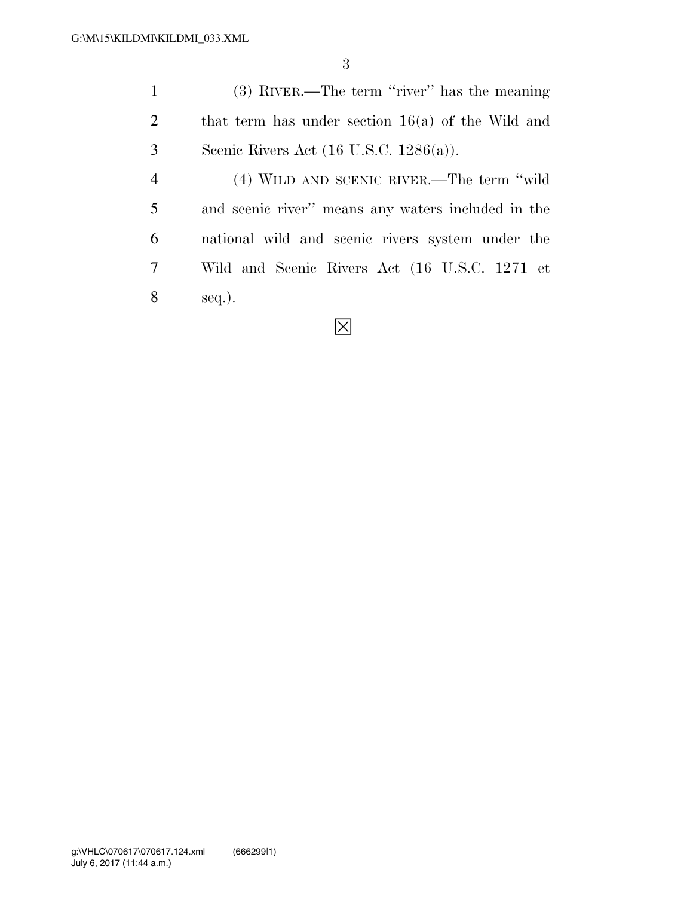(3) RIVER.—The term ''river'' has the meaning that term has under section 16(a) of the Wild and Scenic Rivers Act (16 U.S.C. 1286(a)).

(4) WILD AND SCENIC RIVER.—The term ''wild and scenic river'' means any waters included in the national wild and scenic rivers system under the Wild and Scenic Rivers Act (16 U.S.C. 1271 et seq.).

☒